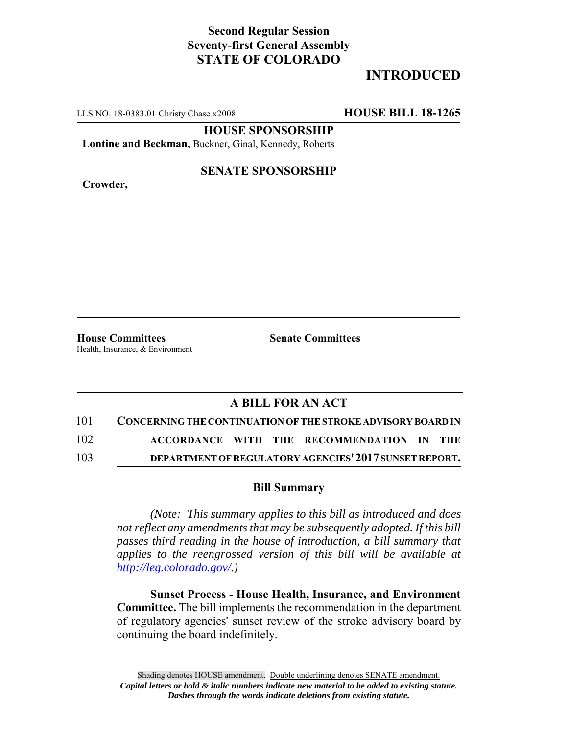**Second Regular Session**
**Seventy-first General Assembly**
**STATE OF COLORADO**

# INTRODUCED

LLS NO. 18-0383.01 Christy Chase x2008 **HOUSE BILL 18-1265**

**HOUSE SPONSORSHIP**

**Lontine and Beckman,** Buckner, Ginal, Kennedy, Roberts

**SENATE SPONSORSHIP**

**Crowder,**

**House Committees**
Health, Insurance, & Environment

**Senate Committees**

## A BILL FOR AN ACT

101 **CONCERNING THE CONTINUATION OF THE STROKE ADVISORY BOARD IN**
102 **ACCORDANCE WITH THE RECOMMENDATION IN THE**
103 **DEPARTMENT OF REGULATORY AGENCIES' 2017 SUNSET REPORT.**

### Bill Summary

*(Note: This summary applies to this bill as introduced and does not reflect any amendments that may be subsequently adopted. If this bill passes third reading in the house of introduction, a bill summary that applies to the reengrossed version of this bill will be available at http://leg.colorado.gov/.)*

**Sunset Process - House Health, Insurance, and Environment Committee.** The bill implements the recommendation in the department of regulatory agencies' sunset review of the stroke advisory board by continuing the board indefinitely.

Shading denotes HOUSE amendment. Double underlining denotes SENATE amendment.
***Capital letters or bold & italic numbers indicate new material to be added to existing statute.***
***Dashes through the words indicate deletions from existing statute.***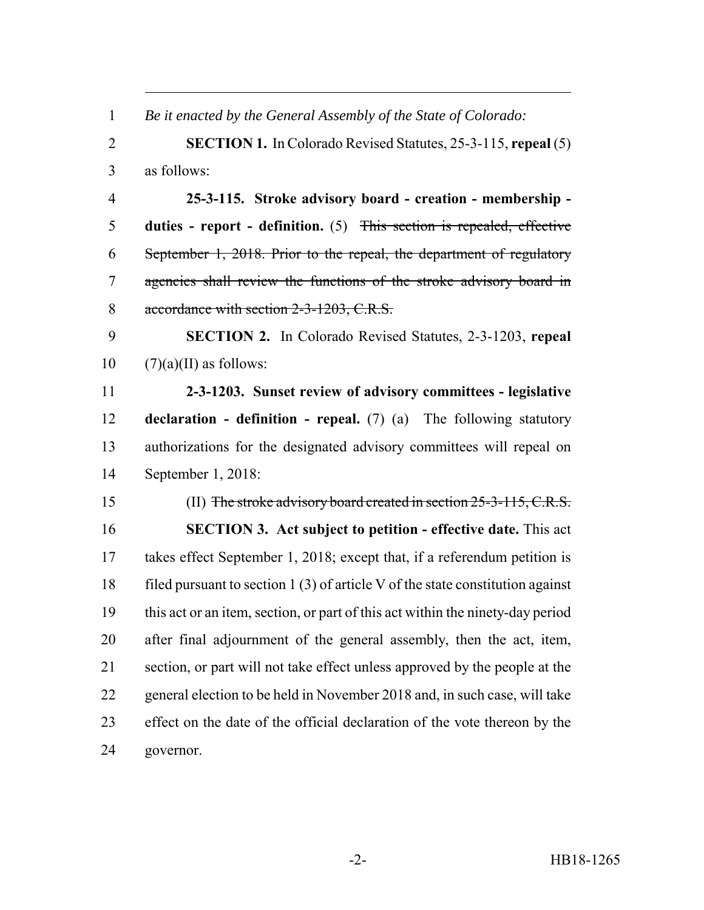*Be it enacted by the General Assembly of the State of Colorado:*

**SECTION 1.** In Colorado Revised Statutes, 25-3-115, **repeal** (5) as follows:

**25-3-115. Stroke advisory board - creation - membership - duties - report - definition.** (5) ~~This section is repealed, effective September 1, 2018. Prior to the repeal, the department of regulatory agencies shall review the functions of the stroke advisory board in accordance with section 2-3-1203, C.R.S.~~

**SECTION 2.** In Colorado Revised Statutes, 2-3-1203, **repeal** (7)(a)(II) as follows:

**2-3-1203. Sunset review of advisory committees - legislative declaration - definition - repeal.** (7) (a) The following statutory authorizations for the designated advisory committees will repeal on September 1, 2018:

(II) ~~The stroke advisory board created in section 25-3-115, C.R.S.~~

**SECTION 3. Act subject to petition - effective date.** This act takes effect September 1, 2018; except that, if a referendum petition is filed pursuant to section 1 (3) of article V of the state constitution against this act or an item, section, or part of this act within the ninety-day period after final adjournment of the general assembly, then the act, item, section, or part will not take effect unless approved by the people at the general election to be held in November 2018 and, in such case, will take effect on the date of the official declaration of the vote thereon by the governor.